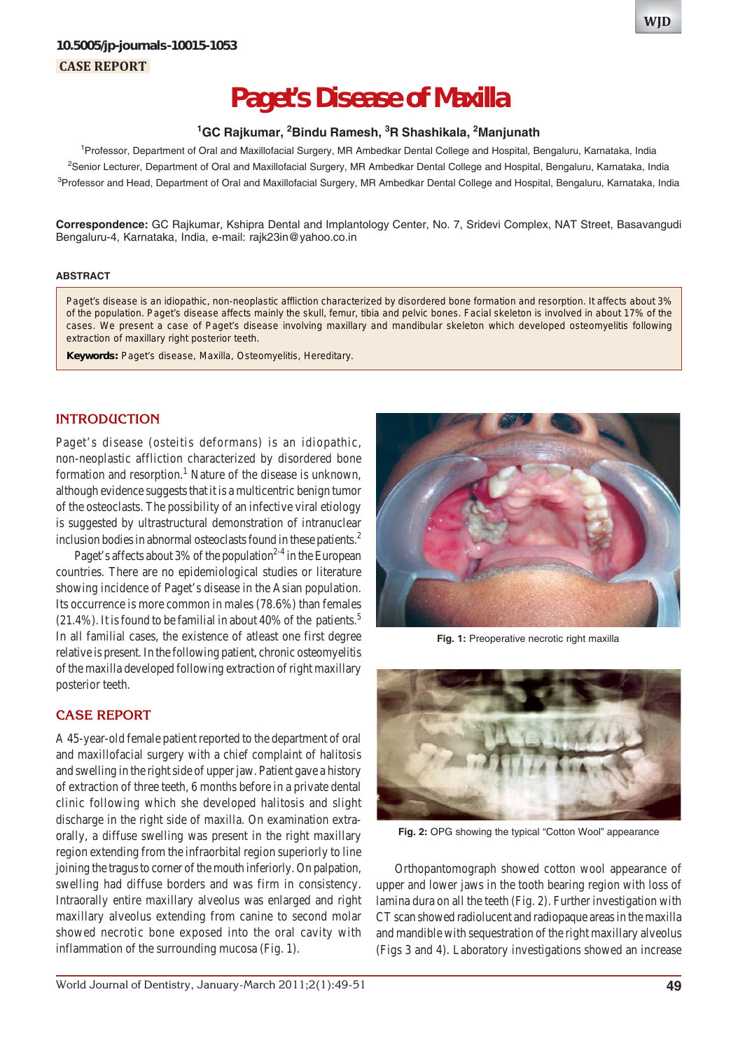10.5005/jp-journals-10015-1053

CASE REPORT

# Paget's Disease of Maxilla

[1]GC Rajkumar, [2]Bindu Ramesh, [3]R Shashikala, [2]Manjunath

[1]Professor, Department of Oral and Maxillofacial Surgery, MR Ambedkar Dental College and Hospital, Bengaluru, Karnataka, India

[2]Senior Lecturer, Department of Oral and Maxillofacial Surgery, MR Ambedkar Dental College and Hospital, Bengaluru, Karnataka, India

[3]Professor and Head, Department of Oral and Maxillofacial Surgery, MR Ambedkar Dental College and Hospital, Bengaluru, Karnataka, India

**Correspondence:** GC Rajkumar, Kshipra Dental and Implantology Center, No. 7, Sridevi Complex, NAT Street, Basavangudi Bengaluru-4, Karnataka, India, e-mail: rajk23in@yahoo.co.in

#### ABSTRACT

Paget's disease is an idiopathic, non-neoplastic affliction characterized by disordered bone formation and resorption. It affects about 3% of the population. Paget's disease affects mainly the skull, femur, tibia and pelvic bones. Facial skeleton is involved in about 17% of the cases. We present a case of Paget's disease involving maxillary and mandibular skeleton which developed osteomyelitis following extraction of maxillary right posterior teeth.

**Keywords:** Paget's disease, Maxilla, Osteomyelitis, Hereditary.

## INTRODUCTION

Paget's disease (osteitis deformans) is an idiopathic, non-neoplastic affliction characterized by disordered bone formation and resorption.[1] Nature of the disease is unknown, although evidence suggests that it is a multicentric benign tumor of the osteoclasts. The possibility of an infective viral etiology is suggested by ultrastructural demonstration of intranuclear inclusion bodies in abnormal osteoclasts found in these patients.[2]

Paget's affects about 3% of the population[2-4] in the European countries. There are no epidemiological studies or literature showing incidence of Paget's disease in the Asian population. Its occurrence is more common in males (78.6%) than females (21.4%). It is found to be familial in about 40% of the patients.[5] In all familial cases, the existence of atleast one first degree relative is present. In the following patient, chronic osteomyelitis of the maxilla developed following extraction of right maxillary posterior teeth.

## CASE REPORT

A 45-year-old female patient reported to the department of oral and maxillofacial surgery with a chief complaint of halitosis and swelling in the right side of upper jaw. Patient gave a history of extraction of three teeth, 6 months before in a private dental clinic following which she developed halitosis and slight discharge in the right side of maxilla. On examination extra-orally, a diffuse swelling was present in the right maxillary region extending from the infraorbital region superiorly to line joining the tragus to corner of the mouth inferiorly. On palpation, swelling had diffuse borders and was firm in consistency. Intraorally entire maxillary alveolus was enlarged and right maxillary alveolus extending from canine to second molar showed necrotic bone exposed into the oral cavity with inflammation of the surrounding mucosa (Fig. 1).

**Fig. 1:** Preoperative necrotic right maxilla

**Fig. 2:** OPG showing the typical "Cotton Wool" appearance

Orthopantomograph showed cotton wool appearance of upper and lower jaws in the tooth bearing region with loss of lamina dura on all the teeth (Fig. 2). Further investigation with CT scan showed radiolucent and radiopaque areas in the maxilla and mandible with sequestration of the right maxillary alveolus (Figs 3 and 4). Laboratory investigations showed an increase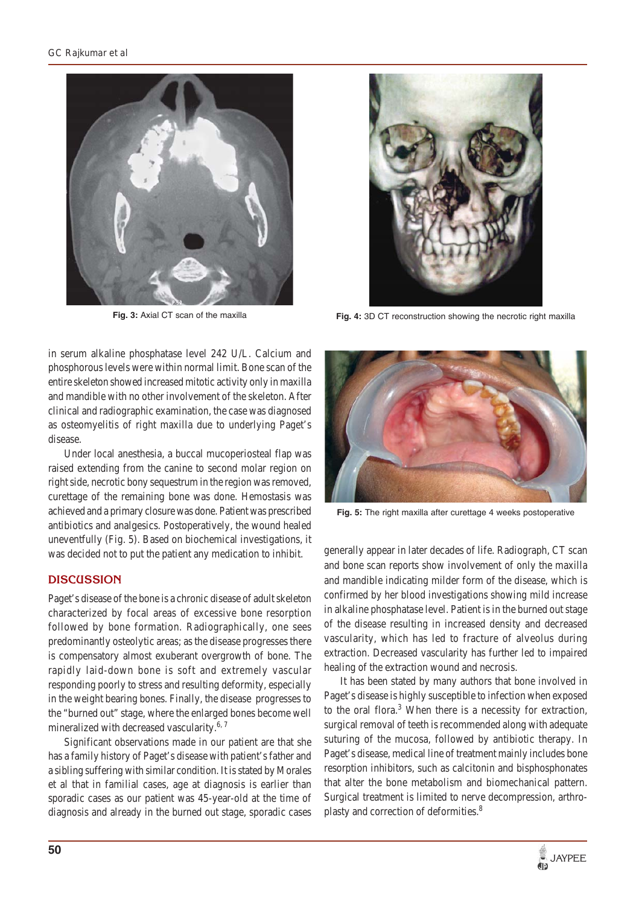Fig. 3: Axial CT scan of the maxilla

Fig. 4: 3D CT reconstruction showing the necrotic right maxilla

in serum alkaline phosphatase level 242 U/L. Calcium and phosphorous levels were within normal limit. Bone scan of the entire skeleton showed increased mitotic activity only in maxilla and mandible with no other involvement of the skeleton. After clinical and radiographic examination, the case was diagnosed as osteomyelitis of right maxilla due to underlying Paget's disease.

Under local anesthesia, a buccal mucoperiosteal flap was raised extending from the canine to second molar region on right side, necrotic bony sequestrum in the region was removed, curettage of the remaining bone was done. Hemostasis was achieved and a primary closure was done. Patient was prescribed antibiotics and analgesics. Postoperatively, the wound healed uneventfully (Fig. 5). Based on biochemical investigations, it was decided not to put the patient any medication to inhibit.

Fig. 5: The right maxilla after curettage 4 weeks postoperative

## DISCUSSION

Paget's disease of the bone is a chronic disease of adult skeleton characterized by focal areas of excessive bone resorption followed by bone formation. Radiographically, one sees predominantly osteolytic areas; as the disease progresses there is compensatory almost exuberant overgrowth of bone. The rapidly laid-down bone is soft and extremely vascular responding poorly to stress and resulting deformity, especially in the weight bearing bones. Finally, the disease progresses to the "burned out" stage, where the enlarged bones become well mineralized with decreased vascularity.[6, 7]

Significant observations made in our patient are that she has a family history of Paget's disease with patient's father and a sibling suffering with similar condition. It is stated by Morales et al that in familial cases, age at diagnosis is earlier than sporadic cases as our patient was 45-year-old at the time of diagnosis and already in the burned out stage, sporadic cases generally appear in later decades of life. Radiograph, CT scan and bone scan reports show involvement of only the maxilla and mandible indicating milder form of the disease, which is confirmed by her blood investigations showing mild increase in alkaline phosphatase level. Patient is in the burned out stage of the disease resulting in increased density and decreased vascularity, which has led to fracture of alveolus during extraction. Decreased vascularity has further led to impaired healing of the extraction wound and necrosis.

It has been stated by many authors that bone involved in Paget's disease is highly susceptible to infection when exposed to the oral flora.[3] When there is a necessity for extraction, surgical removal of teeth is recommended along with adequate suturing of the mucosa, followed by antibiotic therapy. In Paget's disease, medical line of treatment mainly includes bone resorption inhibitors, such as calcitonin and bisphosphonates that alter the bone metabolism and biomechanical pattern. Surgical treatment is limited to nerve decompression, arthroplasty and correction of deformities.[8]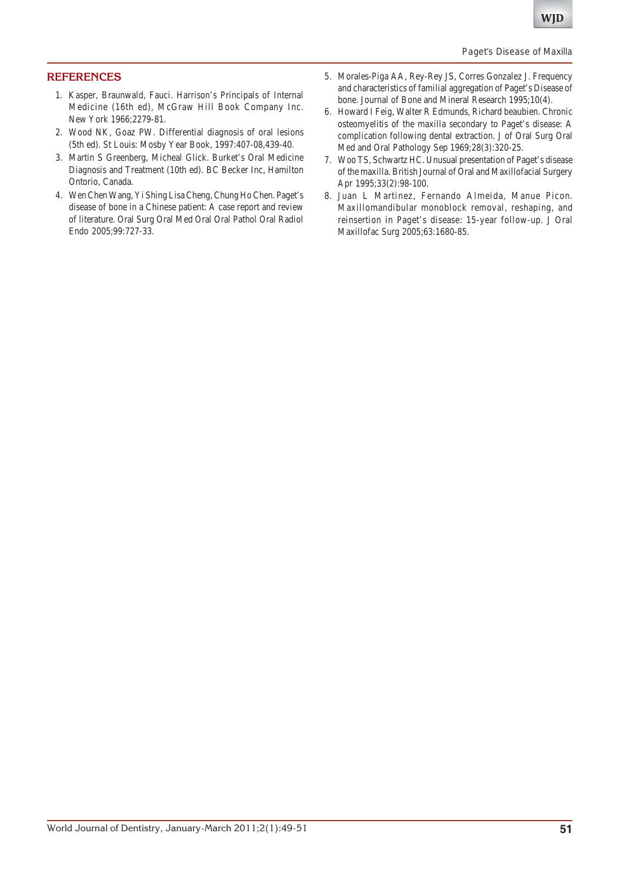## REFERENCES

1. Kasper, Braunwald, Fauci. Harrison's Principals of Internal Medicine (16th ed), McGraw Hill Book Company Inc. New York 1966;2279-81.
2. Wood NK, Goaz PW. Differential diagnosis of oral lesions (5th ed). St Louis: Mosby Year Book, 1997:407-08,439-40.
3. Martin S Greenberg, Micheal Glick. Burket's Oral Medicine Diagnosis and Treatment (10th ed). BC Becker Inc, Hamilton Ontorio, Canada.
4. Wen Chen Wang, Yi Shing Lisa Cheng, Chung Ho Chen. Paget's disease of bone in a Chinese patient: A case report and review of literature. Oral Surg Oral Med Oral Oral Pathol Oral Radiol Endo 2005;99:727-33.
5. Morales-Piga AA, Rey-Rey JS, Corres Gonzalez J. Frequency and characteristics of familial aggregation of Paget's Disease of bone. Journal of Bone and Mineral Research 1995;10(4).
6. Howard I Feig, Walter R Edmunds, Richard beaubien. Chronic osteomyelitis of the maxilla secondary to Paget's disease: A complication following dental extraction. J of Oral Surg Oral Med and Oral Pathology Sep 1969;28(3):320-25.
7. Woo TS, Schwartz HC. Unusual presentation of Paget's disease of the maxilla. British Journal of Oral and Maxillofacial Surgery Apr 1995;33(2):98-100.
8. Juan L Martinez, Fernando Almeida, Manue Picon. Maxillomandibular monoblock removal, reshaping, and reinsertion in Paget's disease: 15-year follow-up. J Oral Maxillofac Surg 2005;63:1680-85.